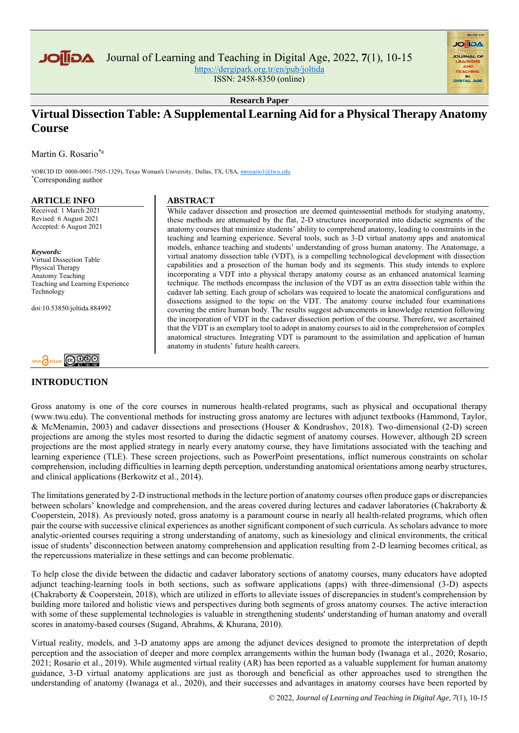Research Paper

# Virtual Dissection Table: A Supplemental Learning Aid for a Physical Therapy Anatomy Course

Martín G. Rosario[*a]

[a](ORCID ID: 0000-0001-7505-1329), Texas Woman's University, Dallas, TX, USA, mrosario1@twu.edu
[*]Corresponding author

## ARTICLE INFO

Received: 1 March 2021
Revised: 6 August 2021
Accepted: 6 August 2021

***Keywords:***
Virtual Dissection Table
Physical Therapy
Anatomy Teaching
Teaching and Learning Experience
Technology

doi:10.53850/joltida.884992

## ABSTRACT

While cadaver dissection and prosection are deemed quintessential methods for studying anatomy, these methods are attenuated by the flat, 2-D structures incorporated into didactic segments of the anatomy courses that minimize students' ability to comprehend anatomy, leading to constraints in the teaching and learning experience. Several tools, such as 3-D virtual anatomy apps and anatomical models, enhance teaching and students' understanding of gross human anatomy. The Anatomage, a virtual anatomy dissection table (VDT), is a compelling technological development with dissection capabilities and a prosection of the human body and its segments. This study intends to explore incorporating a VDT into a physical therapy anatomy course as an enhanced anatomical learning technique. The methods encompass the inclusion of the VDT as an extra dissection table within the cadaver lab setting. Each group of scholars was required to locate the anatomical configurations and dissections assigned to the topic on the VDT. The anatomy course included four examinations covering the entire human body. The results suggest advancements in knowledge retention following the incorporation of VDT in the cadaver dissection portion of the course. Therefore, we ascertained that the VDT is an exemplary tool to adopt in anatomy courses to aid in the comprehension of complex anatomical structures. Integrating VDT is paramount to the assimilation and application of human anatomy in students' future health careers.

## INTRODUCTION

Gross anatomy is one of the core courses in numerous health-related programs, such as physical and occupational therapy (www.twu.edu). The conventional methods for instructing gross anatomy are lectures with adjunct textbooks (Hammond, Taylor, & McMenamin, 2003) and cadaver dissections and prosections (Houser & Kondrashov, 2018). Two-dimensional (2-D) screen projections are among the styles most resorted to during the didactic segment of anatomy courses. However, although 2D screen projections are the most applied strategy in nearly every anatomy course, they have limitations associated with the teaching and learning experience (TLE). These screen projections, such as PowerPoint presentations, inflict numerous constraints on scholar comprehension, including difficulties in learning depth perception, understanding anatomical orientations among nearby structures, and clinical applications (Berkowitz et al., 2014).

The limitations generated by 2-D instructional methods in the lecture portion of anatomy courses often produce gaps or discrepancies between scholars' knowledge and comprehension, and the areas covered during lectures and cadaver laboratories (Chakraborty & Cooperstein, 2018). As previously noted, gross anatomy is a paramount course in nearly all health-related programs, which often pair the course with successive clinical experiences as another significant component of such curricula. As scholars advance to more analytic-oriented courses requiring a strong understanding of anatomy, such as kinesiology and clinical environments, the critical issue of students' disconnection between anatomy comprehension and application resulting from 2-D learning becomes critical, as the repercussions materialize in these settings and can become problematic.

To help close the divide between the didactic and cadaver laboratory sections of anatomy courses, many educators have adopted adjunct teaching-learning tools in both sections, such as software applications (apps) with three-dimensional (3-D) aspects (Chakraborty & Cooperstein, 2018), which are utilized in efforts to alleviate issues of discrepancies in student's comprehension by building more tailored and holistic views and perspectives during both segments of gross anatomy courses. The active interaction with some of these supplemental technologies is valuable in strengthening students' understanding of human anatomy and overall scores in anatomy-based courses (Sugand, Abrahms, & Khurana, 2010).

Virtual reality, models, and 3-D anatomy apps are among the adjunct devices designed to promote the interpretation of depth perception and the association of deeper and more complex arrangements within the human body (Iwanaga et al., 2020; Rosario, 2021; Rosario et al., 2019). While augmented virtual reality (AR) has been reported as a valuable supplement for human anatomy guidance, 3-D virtual anatomy applications are just as thorough and beneficial as other approaches used to strengthen the understanding of anatomy (Iwanaga et al., 2020), and their successes and advantages in anatomy courses have been reported by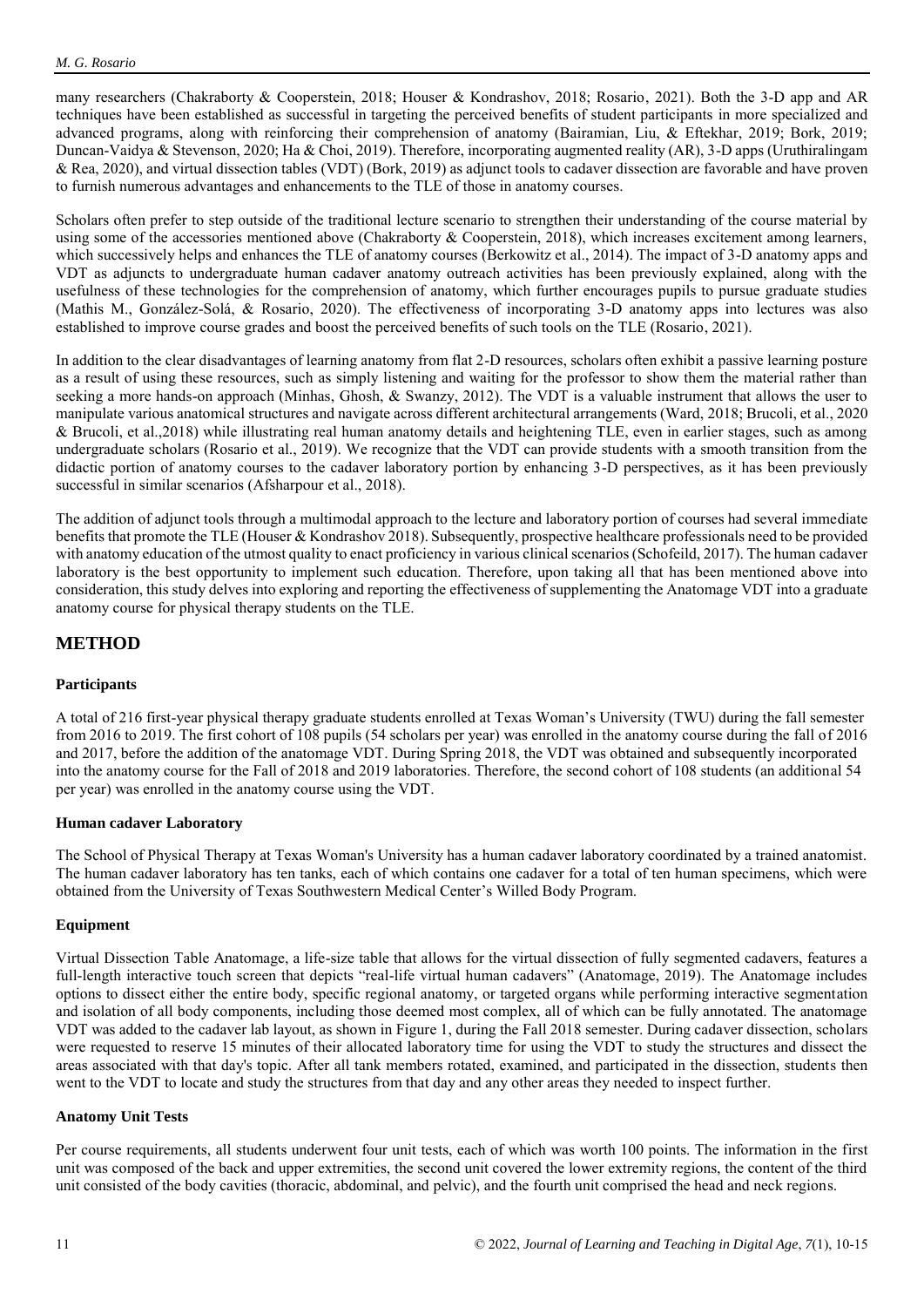many researchers (Chakraborty & Cooperstein, 2018; Houser & Kondrashov, 2018; Rosario, 2021). Both the 3-D app and AR techniques have been established as successful in targeting the perceived benefits of student participants in more specialized and advanced programs, along with reinforcing their comprehension of anatomy (Bairamian, Liu, & Eftekhar, 2019; Bork, 2019; Duncan-Vaidya & Stevenson, 2020; Ha & Choi, 2019). Therefore, incorporating augmented reality (AR), 3-D apps (Uruthiralingam & Rea, 2020), and virtual dissection tables (VDT) (Bork, 2019) as adjunct tools to cadaver dissection are favorable and have proven to furnish numerous advantages and enhancements to the TLE of those in anatomy courses.

Scholars often prefer to step outside of the traditional lecture scenario to strengthen their understanding of the course material by using some of the accessories mentioned above (Chakraborty & Cooperstein, 2018), which increases excitement among learners, which successively helps and enhances the TLE of anatomy courses (Berkowitz et al., 2014). The impact of 3-D anatomy apps and VDT as adjuncts to undergraduate human cadaver anatomy outreach activities has been previously explained, along with the usefulness of these technologies for the comprehension of anatomy, which further encourages pupils to pursue graduate studies (Mathis M., González-Solá, & Rosario, 2020). The effectiveness of incorporating 3-D anatomy apps into lectures was also established to improve course grades and boost the perceived benefits of such tools on the TLE (Rosario, 2021).

In addition to the clear disadvantages of learning anatomy from flat 2-D resources, scholars often exhibit a passive learning posture as a result of using these resources, such as simply listening and waiting for the professor to show them the material rather than seeking a more hands-on approach (Minhas, Ghosh, & Swanzy, 2012). The VDT is a valuable instrument that allows the user to manipulate various anatomical structures and navigate across different architectural arrangements (Ward, 2018; Brucoli, et al., 2020 & Brucoli, et al.,2018) while illustrating real human anatomy details and heightening TLE, even in earlier stages, such as among undergraduate scholars (Rosario et al., 2019). We recognize that the VDT can provide students with a smooth transition from the didactic portion of anatomy courses to the cadaver laboratory portion by enhancing 3-D perspectives, as it has been previously successful in similar scenarios (Afsharpour et al., 2018).

The addition of adjunct tools through a multimodal approach to the lecture and laboratory portion of courses had several immediate benefits that promote the TLE (Houser & Kondrashov 2018). Subsequently, prospective healthcare professionals need to be provided with anatomy education of the utmost quality to enact proficiency in various clinical scenarios (Schofeild, 2017). The human cadaver laboratory is the best opportunity to implement such education. Therefore, upon taking all that has been mentioned above into consideration, this study delves into exploring and reporting the effectiveness of supplementing the Anatomage VDT into a graduate anatomy course for physical therapy students on the TLE.

## METHOD

### Participants

A total of 216 first-year physical therapy graduate students enrolled at Texas Woman's University (TWU) during the fall semester from 2016 to 2019. The first cohort of 108 pupils (54 scholars per year) was enrolled in the anatomy course during the fall of 2016 and 2017, before the addition of the anatomage VDT. During Spring 2018, the VDT was obtained and subsequently incorporated into the anatomy course for the Fall of 2018 and 2019 laboratories. Therefore, the second cohort of 108 students (an additional 54 per year) was enrolled in the anatomy course using the VDT.

### Human cadaver Laboratory

The School of Physical Therapy at Texas Woman's University has a human cadaver laboratory coordinated by a trained anatomist. The human cadaver laboratory has ten tanks, each of which contains one cadaver for a total of ten human specimens, which were obtained from the University of Texas Southwestern Medical Center's Willed Body Program.

### Equipment

Virtual Dissection Table Anatomage, a life-size table that allows for the virtual dissection of fully segmented cadavers, features a full-length interactive touch screen that depicts "real-life virtual human cadavers" (Anatomage, 2019). The Anatomage includes options to dissect either the entire body, specific regional anatomy, or targeted organs while performing interactive segmentation and isolation of all body components, including those deemed most complex, all of which can be fully annotated. The anatomage VDT was added to the cadaver lab layout, as shown in Figure 1, during the Fall 2018 semester. During cadaver dissection, scholars were requested to reserve 15 minutes of their allocated laboratory time for using the VDT to study the structures and dissect the areas associated with that day's topic. After all tank members rotated, examined, and participated in the dissection, students then went to the VDT to locate and study the structures from that day and any other areas they needed to inspect further.

### Anatomy Unit Tests

Per course requirements, all students underwent four unit tests, each of which was worth 100 points. The information in the first unit was composed of the back and upper extremities, the second unit covered the lower extremity regions, the content of the third unit consisted of the body cavities (thoracic, abdominal, and pelvic), and the fourth unit comprised the head and neck regions.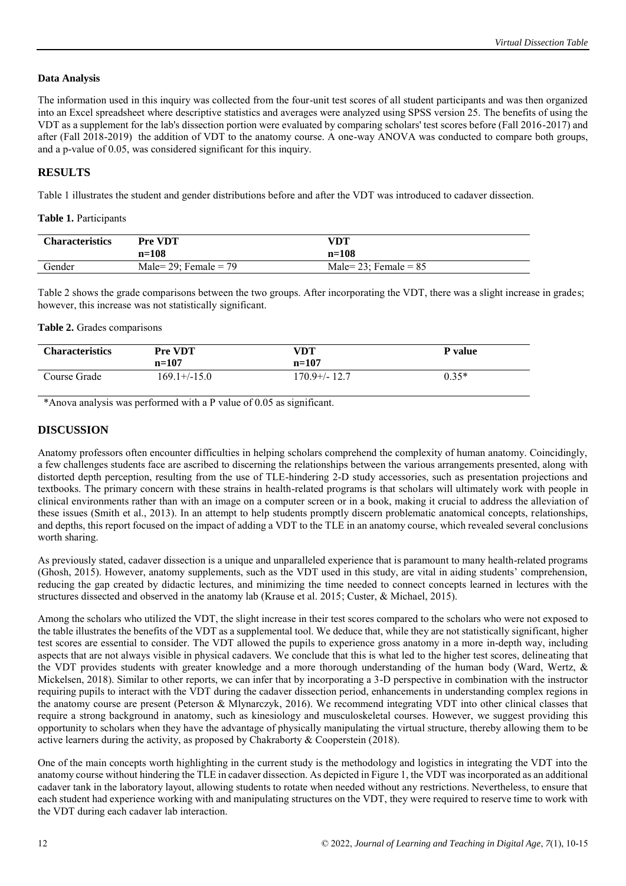### Data Analysis

The information used in this inquiry was collected from the four-unit test scores of all student participants and was then organized into an Excel spreadsheet where descriptive statistics and averages were analyzed using SPSS version 25. The benefits of using the VDT as a supplement for the lab's dissection portion were evaluated by comparing scholars' test scores before (Fall 2016-2017) and after (Fall 2018-2019) the addition of VDT to the anatomy course. A one-way ANOVA was conducted to compare both groups, and a p-value of 0.05, was considered significant for this inquiry.

## RESULTS

Table 1 illustrates the student and gender distributions before and after the VDT was introduced to cadaver dissection.

**Table 1.** Participants

| Characteristics | Pre VDT n=108 | VDT n=108 |
|---|---|---|
| Gender | Male= 29; Female = 79 | Male= 23; Female = 85 |

Table 2 shows the grade comparisons between the two groups. After incorporating the VDT, there was a slight increase in grades; however, this increase was not statistically significant.

**Table 2.** Grades comparisons

| Characteristics | Pre VDT n=107 | VDT n=107 | P value |
|---|---|---|---|
| Course Grade | 169.1+/-15.0 | 170.9+/- 12.7 | 0.35* |

*Anova analysis was performed with a P value of 0.05 as significant.

## DISCUSSION

Anatomy professors often encounter difficulties in helping scholars comprehend the complexity of human anatomy. Coincidingly, a few challenges students face are ascribed to discerning the relationships between the various arrangements presented, along with distorted depth perception, resulting from the use of TLE-hindering 2-D study accessories, such as presentation projections and textbooks. The primary concern with these strains in health-related programs is that scholars will ultimately work with people in clinical environments rather than with an image on a computer screen or in a book, making it crucial to address the alleviation of these issues (Smith et al., 2013). In an attempt to help students promptly discern problematic anatomical concepts, relationships, and depths, this report focused on the impact of adding a VDT to the TLE in an anatomy course, which revealed several conclusions worth sharing.

As previously stated, cadaver dissection is a unique and unparalleled experience that is paramount to many health-related programs (Ghosh, 2015). However, anatomy supplements, such as the VDT used in this study, are vital in aiding students' comprehension, reducing the gap created by didactic lectures, and minimizing the time needed to connect concepts learned in lectures with the structures dissected and observed in the anatomy lab (Krause et al. 2015; Custer, & Michael, 2015).

Among the scholars who utilized the VDT, the slight increase in their test scores compared to the scholars who were not exposed to the table illustrates the benefits of the VDT as a supplemental tool. We deduce that, while they are not statistically significant, higher test scores are essential to consider. The VDT allowed the pupils to experience gross anatomy in a more in-depth way, including aspects that are not always visible in physical cadavers. We conclude that this is what led to the higher test scores, delineating that the VDT provides students with greater knowledge and a more thorough understanding of the human body (Ward, Wertz, & Mickelsen, 2018). Similar to other reports, we can infer that by incorporating a 3-D perspective in combination with the instructor requiring pupils to interact with the VDT during the cadaver dissection period, enhancements in understanding complex regions in the anatomy course are present (Peterson & Mlynarczyk, 2016). We recommend integrating VDT into other clinical classes that require a strong background in anatomy, such as kinesiology and musculoskeletal courses. However, we suggest providing this opportunity to scholars when they have the advantage of physically manipulating the virtual structure, thereby allowing them to be active learners during the activity, as proposed by Chakraborty & Cooperstein (2018).

One of the main concepts worth highlighting in the current study is the methodology and logistics in integrating the VDT into the anatomy course without hindering the TLE in cadaver dissection. As depicted in Figure 1, the VDT was incorporated as an additional cadaver tank in the laboratory layout, allowing students to rotate when needed without any restrictions. Nevertheless, to ensure that each student had experience working with and manipulating structures on the VDT, they were required to reserve time to work with the VDT during each cadaver lab interaction.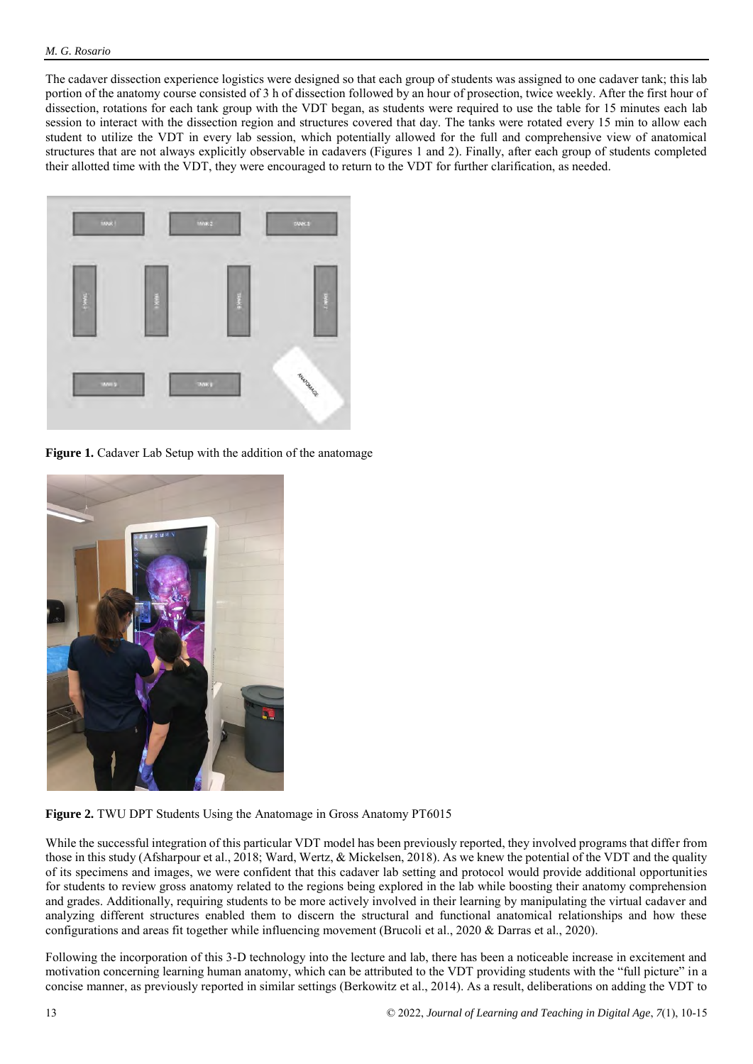The cadaver dissection experience logistics were designed so that each group of students was assigned to one cadaver tank; this lab portion of the anatomy course consisted of 3 h of dissection followed by an hour of prosection, twice weekly. After the first hour of dissection, rotations for each tank group with the VDT began, as students were required to use the table for 15 minutes each lab session to interact with the dissection region and structures covered that day. The tanks were rotated every 15 min to allow each student to utilize the VDT in every lab session, which potentially allowed for the full and comprehensive view of anatomical structures that are not always explicitly observable in cadavers (Figures 1 and 2). Finally, after each group of students completed their allotted time with the VDT, they were encouraged to return to the VDT for further clarification, as needed.

**Figure 1.** Cadaver Lab Setup with the addition of the anatomage

**Figure 2.** TWU DPT Students Using the Anatomage in Gross Anatomy PT6015

While the successful integration of this particular VDT model has been previously reported, they involved programs that differ from those in this study (Afsharpour et al., 2018; Ward, Wertz, & Mickelsen, 2018). As we knew the potential of the VDT and the quality of its specimens and images, we were confident that this cadaver lab setting and protocol would provide additional opportunities for students to review gross anatomy related to the regions being explored in the lab while boosting their anatomy comprehension and grades. Additionally, requiring students to be more actively involved in their learning by manipulating the virtual cadaver and analyzing different structures enabled them to discern the structural and functional anatomical relationships and how these configurations and areas fit together while influencing movement (Brucoli et al., 2020 & Darras et al., 2020).

Following the incorporation of this 3-D technology into the lecture and lab, there has been a noticeable increase in excitement and motivation concerning learning human anatomy, which can be attributed to the VDT providing students with the "full picture" in a concise manner, as previously reported in similar settings (Berkowitz et al., 2014). As a result, deliberations on adding the VDT to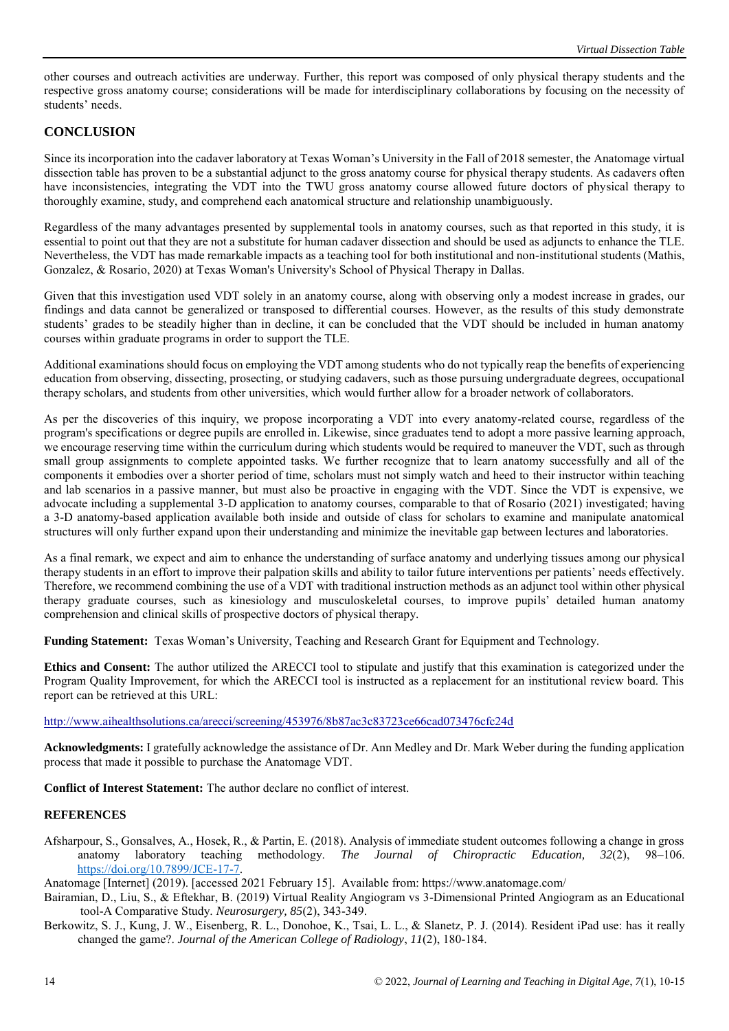other courses and outreach activities are underway. Further, this report was composed of only physical therapy students and the respective gross anatomy course; considerations will be made for interdisciplinary collaborations by focusing on the necessity of students' needs.

## CONCLUSION

Since its incorporation into the cadaver laboratory at Texas Woman's University in the Fall of 2018 semester, the Anatomage virtual dissection table has proven to be a substantial adjunct to the gross anatomy course for physical therapy students. As cadavers often have inconsistencies, integrating the VDT into the TWU gross anatomy course allowed future doctors of physical therapy to thoroughly examine, study, and comprehend each anatomical structure and relationship unambiguously.

Regardless of the many advantages presented by supplemental tools in anatomy courses, such as that reported in this study, it is essential to point out that they are not a substitute for human cadaver dissection and should be used as adjuncts to enhance the TLE. Nevertheless, the VDT has made remarkable impacts as a teaching tool for both institutional and non-institutional students (Mathis, Gonzalez, & Rosario, 2020) at Texas Woman's University's School of Physical Therapy in Dallas.

Given that this investigation used VDT solely in an anatomy course, along with observing only a modest increase in grades, our findings and data cannot be generalized or transposed to differential courses. However, as the results of this study demonstrate students' grades to be steadily higher than in decline, it can be concluded that the VDT should be included in human anatomy courses within graduate programs in order to support the TLE.

Additional examinations should focus on employing the VDT among students who do not typically reap the benefits of experiencing education from observing, dissecting, prosecting, or studying cadavers, such as those pursuing undergraduate degrees, occupational therapy scholars, and students from other universities, which would further allow for a broader network of collaborators.

As per the discoveries of this inquiry, we propose incorporating a VDT into every anatomy-related course, regardless of the program's specifications or degree pupils are enrolled in. Likewise, since graduates tend to adopt a more passive learning approach, we encourage reserving time within the curriculum during which students would be required to maneuver the VDT, such as through small group assignments to complete appointed tasks. We further recognize that to learn anatomy successfully and all of the components it embodies over a shorter period of time, scholars must not simply watch and heed to their instructor within teaching and lab scenarios in a passive manner, but must also be proactive in engaging with the VDT. Since the VDT is expensive, we advocate including a supplemental 3-D application to anatomy courses, comparable to that of Rosario (2021) investigated; having a 3-D anatomy-based application available both inside and outside of class for scholars to examine and manipulate anatomical structures will only further expand upon their understanding and minimize the inevitable gap between lectures and laboratories.

As a final remark, we expect and aim to enhance the understanding of surface anatomy and underlying tissues among our physical therapy students in an effort to improve their palpation skills and ability to tailor future interventions per patients' needs effectively. Therefore, we recommend combining the use of a VDT with traditional instruction methods as an adjunct tool within other physical therapy graduate courses, such as kinesiology and musculoskeletal courses, to improve pupils' detailed human anatomy comprehension and clinical skills of prospective doctors of physical therapy.

**Funding Statement:** Texas Woman's University, Teaching and Research Grant for Equipment and Technology.

**Ethics and Consent:** The author utilized the ARECCI tool to stipulate and justify that this examination is categorized under the Program Quality Improvement, for which the ARECCI tool is instructed as a replacement for an institutional review board. This report can be retrieved at this URL:

http://www.aihealthsolutions.ca/arecci/screening/453976/8b87ac3c83723ce66cad073476cfc24d

**Acknowledgments:** I gratefully acknowledge the assistance of Dr. Ann Medley and Dr. Mark Weber during the funding application process that made it possible to purchase the Anatomage VDT.

**Conflict of Interest Statement:** The author declare no conflict of interest.

## REFERENCES

Afsharpour, S., Gonsalves, A., Hosek, R., & Partin, E. (2018). Analysis of immediate student outcomes following a change in gross anatomy laboratory teaching methodology. *The Journal of Chiropractic Education, 32*(2), 98–106. https://doi.org/10.7899/JCE-17-7.

Anatomage [Internet] (2019). [accessed 2021 February 15]. Available from: https://www.anatomage.com/

Bairamian, D., Liu, S., & Eftekhar, B. (2019) Virtual Reality Angiogram vs 3-Dimensional Printed Angiogram as an Educational tool-A Comparative Study. *Neurosurgery, 85*(2), 343-349.

Berkowitz, S. J., Kung, J. W., Eisenberg, R. L., Donohoe, K., Tsai, L. L., & Slanetz, P. J. (2014). Resident iPad use: has it really changed the game?. *Journal of the American College of Radiology*, *11*(2), 180-184.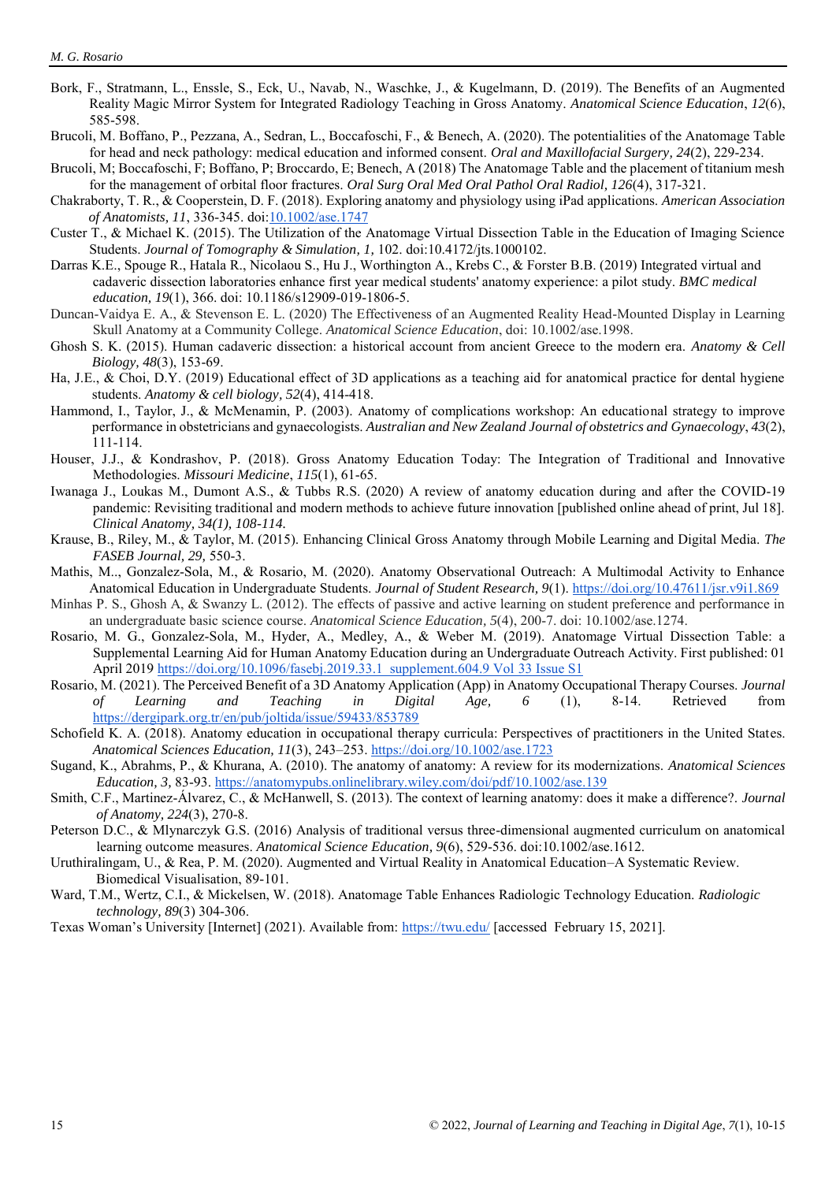Bork, F., Stratmann, L., Enssle, S., Eck, U., Navab, N., Waschke, J., & Kugelmann, D. (2019). The Benefits of an Augmented Reality Magic Mirror System for Integrated Radiology Teaching in Gross Anatomy. *Anatomical Science Education*, *12*(6), 585-598.

Brucoli, M. Boffano, P., Pezzana, A., Sedran, L., Boccafoschi, F., & Benech, A. (2020). The potentialities of the Anatomage Table for head and neck pathology: medical education and informed consent. *Oral and Maxillofacial Surgery, 24*(2), 229-234.

Brucoli, M; Boccafoschi, F; Boffano, P; Broccardo, E; Benech, A (2018) The Anatomage Table and the placement of titanium mesh for the management of orbital floor fractures. *Oral Surg Oral Med Oral Pathol Oral Radiol, 126*(4), 317-321.

Chakraborty, T. R., & Cooperstein, D. F. (2018). Exploring anatomy and physiology using iPad applications. *American Association of Anatomists, 11*, 336-345. doi:10.1002/ase.1747

Custer T., & Michael K. (2015). The Utilization of the Anatomage Virtual Dissection Table in the Education of Imaging Science Students. *Journal of Tomography & Simulation, 1,* 102. doi:10.4172/jts.1000102.

Darras K.E., Spouge R., Hatala R., Nicolaou S., Hu J., Worthington A., Krebs C., & Forster B.B. (2019) Integrated virtual and cadaveric dissection laboratories enhance first year medical students' anatomy experience: a pilot study. *BMC medical education, 19*(1), 366. doi: 10.1186/s12909-019-1806-5.

Duncan-Vaidya E. A., & Stevenson E. L. (2020) The Effectiveness of an Augmented Reality Head-Mounted Display in Learning Skull Anatomy at a Community College. *Anatomical Science Education*, doi: 10.1002/ase.1998.

Ghosh S. K. (2015). Human cadaveric dissection: a historical account from ancient Greece to the modern era. *Anatomy & Cell Biology, 48*(3), 153-69.

Ha, J.E., & Choi, D.Y. (2019) Educational effect of 3D applications as a teaching aid for anatomical practice for dental hygiene students. *Anatomy & cell biology, 52*(4), 414-418.

Hammond, I., Taylor, J., & McMenamin, P. (2003). Anatomy of complications workshop: An educational strategy to improve performance in obstetricians and gynaecologists. *Australian and New Zealand Journal of obstetrics and Gynaecology*, *43*(2), 111-114.

Houser, J.J., & Kondrashov, P. (2018). Gross Anatomy Education Today: The Integration of Traditional and Innovative Methodologies. *Missouri Medicine*, *115*(1), 61-65.

Iwanaga J., Loukas M., Dumont A.S., & Tubbs R.S. (2020) A review of anatomy education during and after the COVID-19 pandemic: Revisiting traditional and modern methods to achieve future innovation [published online ahead of print, Jul 18]. *Clinical Anatomy, 34(1), 108-114.*

Krause, B., Riley, M., & Taylor, M. (2015). Enhancing Clinical Gross Anatomy through Mobile Learning and Digital Media. *The FASEB Journal, 29,* 550-3.

Mathis, M.., Gonzalez-Sola, M., & Rosario, M. (2020). Anatomy Observational Outreach: A Multimodal Activity to Enhance Anatomical Education in Undergraduate Students. *Journal of Student Research, 9*(1). https://doi.org/10.47611/jsr.v9i1.869

Minhas P. S., Ghosh A, & Swanzy L. (2012). The effects of passive and active learning on student preference and performance in an undergraduate basic science course. *Anatomical Science Education, 5*(4), 200-7. doi: 10.1002/ase.1274.

Rosario, M. G., Gonzalez-Sola, M., Hyder, A., Medley, A., & Weber M. (2019). Anatomage Virtual Dissection Table: a Supplemental Learning Aid for Human Anatomy Education during an Undergraduate Outreach Activity. First published: 01 April 2019 https://doi.org/10.1096/fasebj.2019.33.1_supplement.604.9 Vol 33 Issue S1

Rosario, M. (2021). The Perceived Benefit of a 3D Anatomy Application (App) in Anatomy Occupational Therapy Courses. *Journal of Learning and Teaching in Digital Age, 6* (1), 8-14. Retrieved from https://dergipark.org.tr/en/pub/joltida/issue/59433/853789

Schofield K. A. (2018). Anatomy education in occupational therapy curricula: Perspectives of practitioners in the United States. *Anatomical Sciences Education, 11*(3), 243–253. https://doi.org/10.1002/ase.1723

Sugand, K., Abrahms, P., & Khurana, A. (2010). The anatomy of anatomy: A review for its modernizations. *Anatomical Sciences Education, 3,* 83-93. https://anatomypubs.onlinelibrary.wiley.com/doi/pdf/10.1002/ase.139

Smith, C.F., Martinez-Álvarez, C., & McHanwell, S. (2013). The context of learning anatomy: does it make a difference?. *Journal of Anatomy, 224*(3), 270-8.

Peterson D.C., & Mlynarczyk G.S. (2016) Analysis of traditional versus three-dimensional augmented curriculum on anatomical learning outcome measures. *Anatomical Science Education, 9*(6), 529-536. doi:10.1002/ase.1612.

Uruthiralingam, U., & Rea, P. M. (2020). Augmented and Virtual Reality in Anatomical Education–A Systematic Review. Biomedical Visualisation, 89-101.

Ward, T.M., Wertz, C.I., & Mickelsen, W. (2018). Anatomage Table Enhances Radiologic Technology Education. *Radiologic technology, 89*(3) 304-306.

Texas Woman's University [Internet] (2021). Available from: https://twu.edu/ [accessed February 15, 2021].